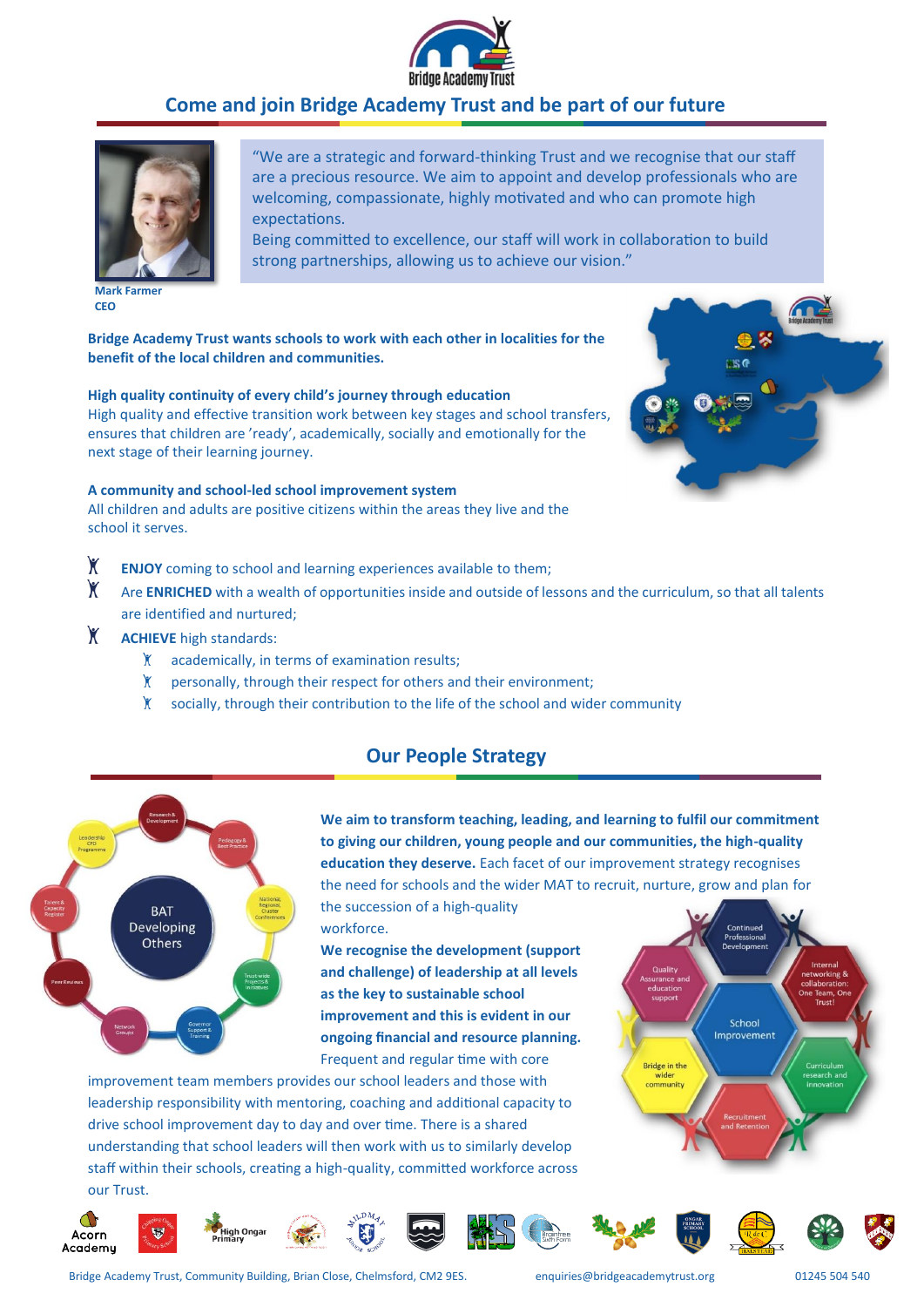# Come and join Bridge Academy Trust and be part of our future

> "We are a strategic and forward-thinking Trust and we recognise that our staff are a precious resource. We aim to appoint and develop professionals who are welcoming, compassionate, highly motivated and who can promote high expectations.
> Being committed to excellence, our staff will work in collaboration to build strong partnerships, allowing us to achieve our vision."

**Mark Farmer**
**CEO**

**Bridge Academy Trust wants schools to work with each other in localities for the benefit of the local children and communities.**

**High quality continuity of every child's journey through education**
High quality and effective transition work between key stages and school transfers, ensures that children are 'ready', academically, socially and emotionally for the next stage of their learning journey.

**A community and school-led school improvement system**
All children and adults are positive citizens within the areas they live and the school it serves.

- **ENJOY** coming to school and learning experiences available to them;
- Are **ENRICHED** with a wealth of opportunities inside and outside of lessons and the curriculum, so that all talents are identified and nurtured;
- **ACHIEVE** high standards:
  - academically, in terms of examination results;
  - personally, through their respect for others and their environment;
  - socially, through their contribution to the life of the school and wider community

## Our People Strategy

**We aim to transform teaching, leading, and learning to fulfil our commitment to giving our children, young people and our communities, the high-quality education they deserve.** Each facet of our improvement strategy recognises the need for schools and the wider MAT to recruit, nurture, grow and plan for the succession of a high-quality workforce.

**We recognise the development (support and challenge) of leadership at all levels as the key to sustainable school improvement and this is evident in our ongoing financial and resource planning.** Frequent and regular time with core improvement team members provides our school leaders and those with leadership responsibility with mentoring, coaching and additional capacity to drive school improvement day to day and over time. There is a shared understanding that school leaders will then work with us to similarly develop staff within their schools, creating a high-quality, committed workforce across our Trust.

Bridge Academy Trust, Community Building, Brian Close, Chelmsford, CM2 9ES. enquiries@bridgeacademytrust.org 01245 504 540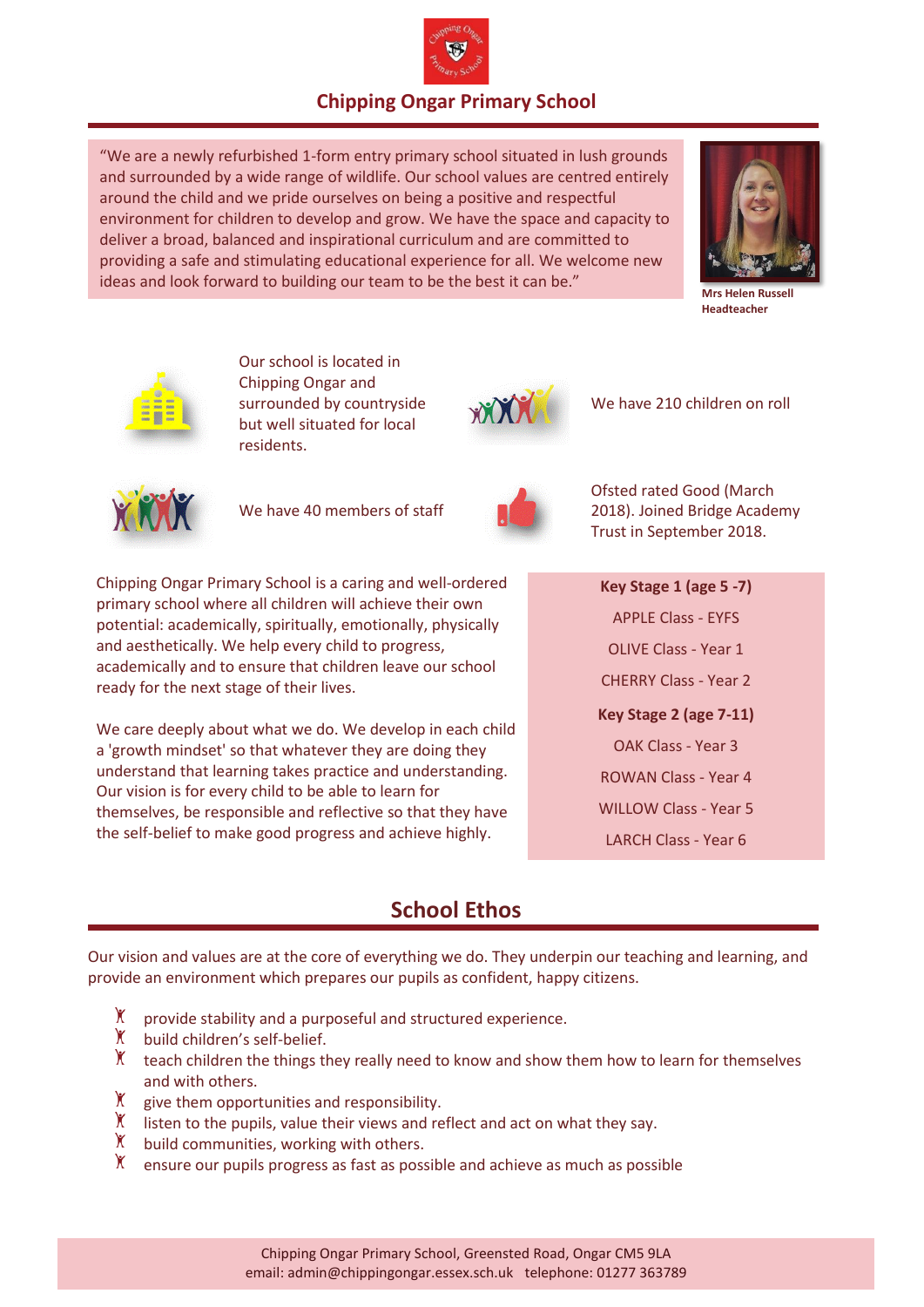# Chipping Ongar Primary School

"We are a newly refurbished 1-form entry primary school situated in lush grounds and surrounded by a wide range of wildlife. Our school values are centred entirely around the child and we pride ourselves on being a positive and respectful environment for children to develop and grow. We have the space and capacity to deliver a broad, balanced and inspirational curriculum and are committed to providing a safe and stimulating educational experience for all. We welcome new ideas and look forward to building our team to be the best it can be."

**Mrs Helen Russell**
**Headteacher**

Our school is located in Chipping Ongar and surrounded by countryside but well situated for local residents.

We have 210 children on roll

We have 40 members of staff

Ofsted rated Good (March 2018). Joined Bridge Academy Trust in September 2018.

Chipping Ongar Primary School is a caring and well-ordered primary school where all children will achieve their own potential: academically, spiritually, emotionally, physically and aesthetically. We help every child to progress, academically and to ensure that children leave our school ready for the next stage of their lives.

We care deeply about what we do. We develop in each child a 'growth mindset' so that whatever they are doing they understand that learning takes practice and understanding. Our vision is for every child to be able to learn for themselves, be responsible and reflective so that they have the self-belief to make good progress and achieve highly.

**Key Stage 1 (age 5 -7)**

APPLE Class - EYFS

OLIVE Class - Year 1

CHERRY Class - Year 2

**Key Stage 2 (age 7-11)**

OAK Class - Year 3

ROWAN Class - Year 4

WILLOW Class - Year 5

LARCH Class - Year 6

## School Ethos

Our vision and values are at the core of everything we do. They underpin our teaching and learning, and provide an environment which prepares our pupils as confident, happy citizens.

- provide stability and a purposeful and structured experience.
- build children's self-belief.
- teach children the things they really need to know and show them how to learn for themselves and with others.
- give them opportunities and responsibility.
- listen to the pupils, value their views and reflect and act on what they say.
- build communities, working with others.
- ensure our pupils progress as fast as possible and achieve as much as possible

Chipping Ongar Primary School, Greensted Road, Ongar CM5 9LA
email: admin@chippingongar.essex.sch.uk telephone: 01277 363789